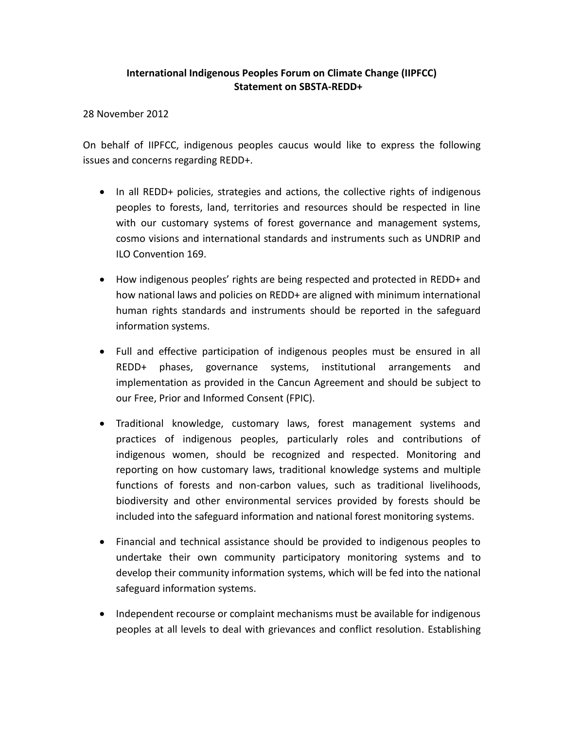**International Indigenous Peoples Forum on Climate Change (IIPFCC)**
**Statement on SBSTA-REDD+**

28 November 2012

On behalf of IIPFCC, indigenous peoples caucus would like to express the following issues and concerns regarding REDD+.

- In all REDD+ policies, strategies and actions, the collective rights of indigenous peoples to forests, land, territories and resources should be respected in line with our customary systems of forest governance and management systems, cosmo visions and international standards and instruments such as UNDRIP and ILO Convention 169.

- How indigenous peoples' rights are being respected and protected in REDD+ and how national laws and policies on REDD+ are aligned with minimum international human rights standards and instruments should be reported in the safeguard information systems.

- Full and effective participation of indigenous peoples must be ensured in all REDD+ phases, governance systems, institutional arrangements and implementation as provided in the Cancun Agreement and should be subject to our Free, Prior and Informed Consent (FPIC).

- Traditional knowledge, customary laws, forest management systems and practices of indigenous peoples, particularly roles and contributions of indigenous women, should be recognized and respected. Monitoring and reporting on how customary laws, traditional knowledge systems and multiple functions of forests and non-carbon values, such as traditional livelihoods, biodiversity and other environmental services provided by forests should be included into the safeguard information and national forest monitoring systems.

- Financial and technical assistance should be provided to indigenous peoples to undertake their own community participatory monitoring systems and to develop their community information systems, which will be fed into the national safeguard information systems.

- Independent recourse or complaint mechanisms must be available for indigenous peoples at all levels to deal with grievances and conflict resolution. Establishing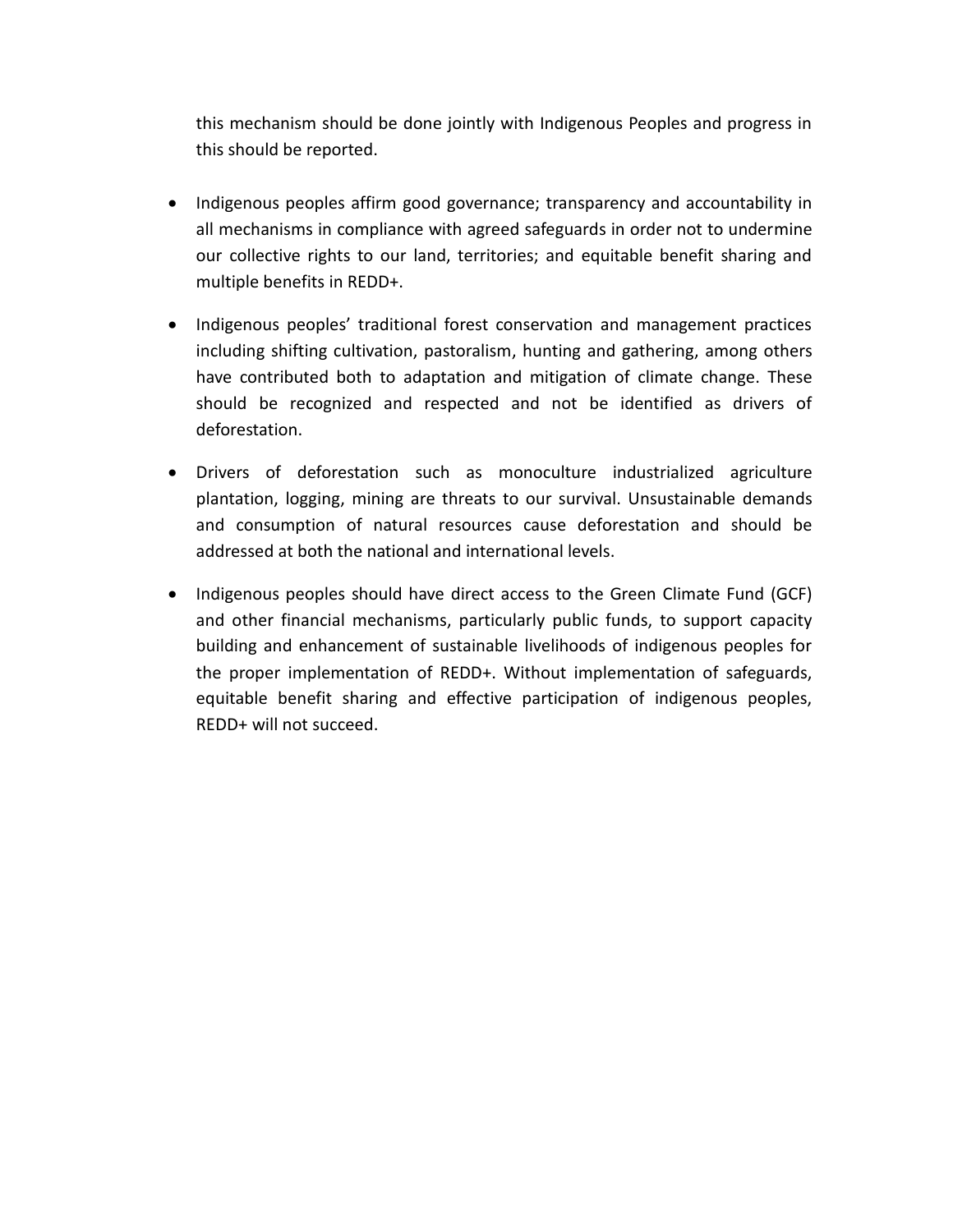this mechanism should be done jointly with Indigenous Peoples and progress in this should be reported.

- Indigenous peoples affirm good governance; transparency and accountability in all mechanisms in compliance with agreed safeguards in order not to undermine our collective rights to our land, territories; and equitable benefit sharing and multiple benefits in REDD+.

- Indigenous peoples' traditional forest conservation and management practices including shifting cultivation, pastoralism, hunting and gathering, among others have contributed both to adaptation and mitigation of climate change. These should be recognized and respected and not be identified as drivers of deforestation.

- Drivers of deforestation such as monoculture industrialized agriculture plantation, logging, mining are threats to our survival. Unsustainable demands and consumption of natural resources cause deforestation and should be addressed at both the national and international levels.

- Indigenous peoples should have direct access to the Green Climate Fund (GCF) and other financial mechanisms, particularly public funds, to support capacity building and enhancement of sustainable livelihoods of indigenous peoples for the proper implementation of REDD+. Without implementation of safeguards, equitable benefit sharing and effective participation of indigenous peoples, REDD+ will not succeed.